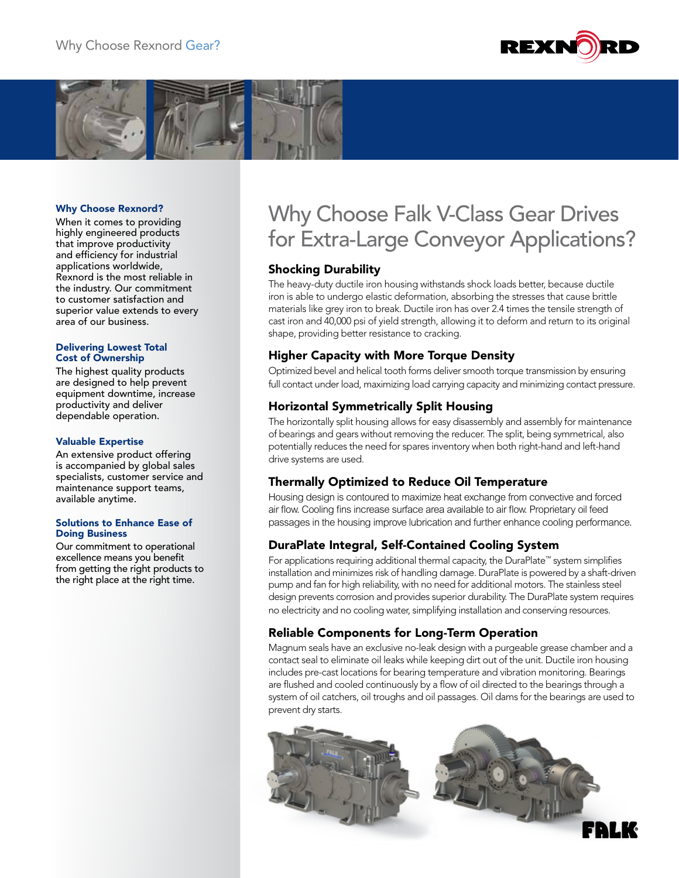Why Choose Rexnord Gear?

### Why Choose Rexnord?

When it comes to providing highly engineered products that improve productivity and efficiency for industrial applications worldwide, Rexnord is the most reliable in the industry. Our commitment to customer satisfaction and superior value extends to every area of our business.

### Delivering Lowest Total Cost of Ownership

The highest quality products are designed to help prevent equipment downtime, increase productivity and deliver dependable operation.

### Valuable Expertise

An extensive product offering is accompanied by global sales specialists, customer service and maintenance support teams, available anytime.

### Solutions to Enhance Ease of Doing Business

Our commitment to operational excellence means you benefit from getting the right products to the right place at the right time.

# Why Choose Falk V-Class Gear Drives for Extra-Large Conveyor Applications?

## Shocking Durability

The heavy-duty ductile iron housing withstands shock loads better, because ductile iron is able to undergo elastic deformation, absorbing the stresses that cause brittle materials like grey iron to break. Ductile iron has over 2.4 times the tensile strength of cast iron and 40,000 psi of yield strength, allowing it to deform and return to its original shape, providing better resistance to cracking.

## Higher Capacity with More Torque Density

Optimized bevel and helical tooth forms deliver smooth torque transmission by ensuring full contact under load, maximizing load carrying capacity and minimizing contact pressure.

## Horizontal Symmetrically Split Housing

The horizontally split housing allows for easy disassembly and assembly for maintenance of bearings and gears without removing the reducer. The split, being symmetrical, also potentially reduces the need for spares inventory when both right-hand and left-hand drive systems are used.

## Thermally Optimized to Reduce Oil Temperature

Housing design is contoured to maximize heat exchange from convective and forced air flow. Cooling fins increase surface area available to air flow. Proprietary oil feed passages in the housing improve lubrication and further enhance cooling performance.

## DuraPlate Integral, Self-Contained Cooling System

For applications requiring additional thermal capacity, the DuraPlate™ system simplifies installation and minimizes risk of handling damage. DuraPlate is powered by a shaft-driven pump and fan for high reliability, with no need for additional motors. The stainless steel design prevents corrosion and provides superior durability. The DuraPlate system requires no electricity and no cooling water, simplifying installation and conserving resources.

## Reliable Components for Long-Term Operation

Magnum seals have an exclusive no-leak design with a purgeable grease chamber and a contact seal to eliminate oil leaks while keeping dirt out of the unit. Ductile iron housing includes pre-cast locations for bearing temperature and vibration monitoring. Bearings are flushed and cooled continuously by a flow of oil directed to the bearings through a system of oil catchers, oil troughs and oil passages. Oil dams for the bearings are used to prevent dry starts.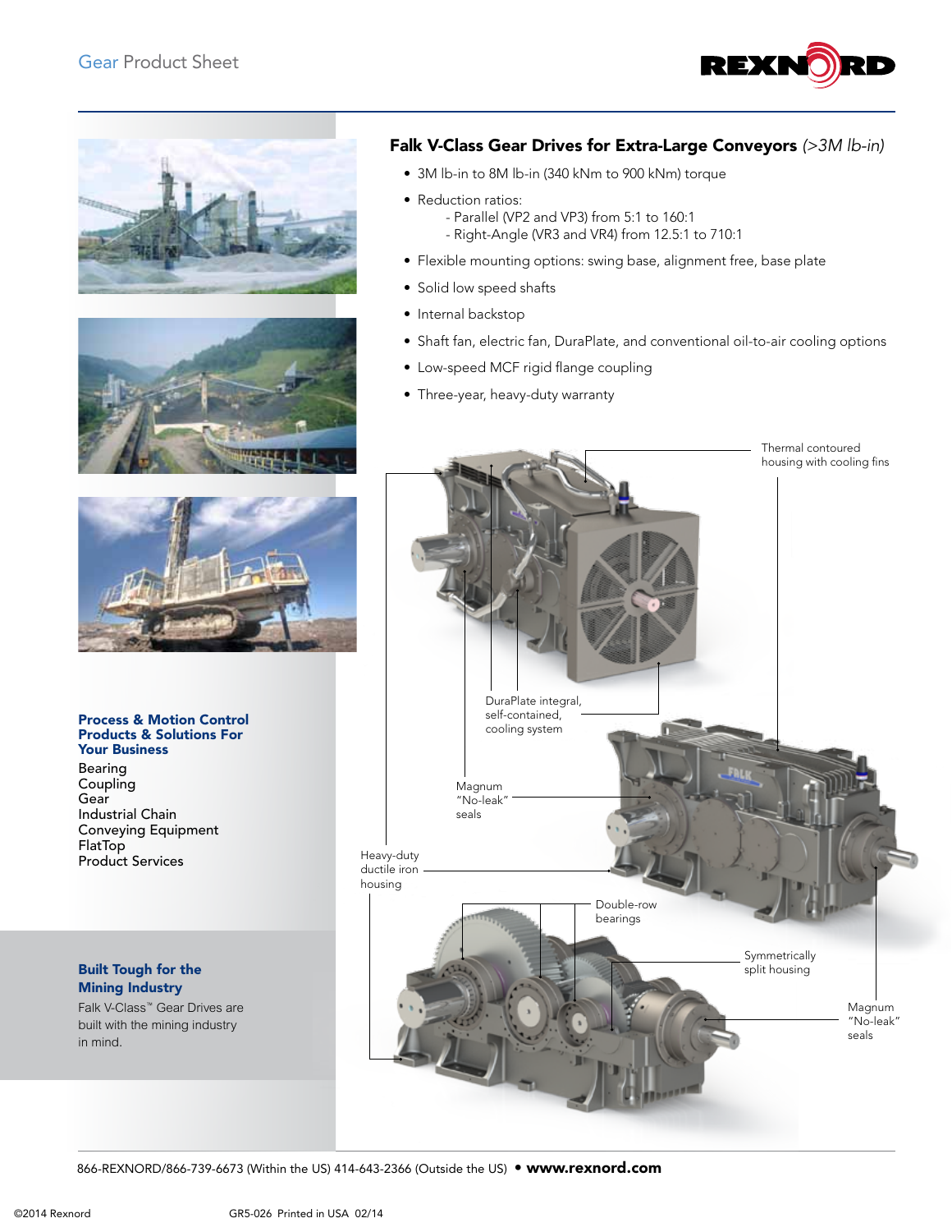## Falk V-Class Gear Drives for Extra-Large Conveyors *(>3M lb-in)*

- 3M lb-in to 8M lb-in (340 kNm to 900 kNm) torque
- Reduction ratios:
  - Parallel (VP2 and VP3) from 5:1 to 160:1
  - Right-Angle (VR3 and VR4) from 12.5:1 to 710:1
- Flexible mounting options: swing base, alignment free, base plate
- Solid low speed shafts
- Internal backstop
- Shaft fan, electric fan, DuraPlate, and conventional oil-to-air cooling options
- Low-speed MCF rigid flange coupling
- Three-year, heavy-duty warranty

Thermal contoured housing with cooling fins

DuraPlate integral, self-contained, cooling system

Magnum "No-leak" seals

Heavy-duty ductile iron housing

Double-row bearings

Symmetrically split housing

Magnum "No-leak" seals

**Process & Motion Control Products & Solutions For Your Business**

Bearing
Coupling
Gear
Industrial Chain
Conveying Equipment
FlatTop
Product Services

**Built Tough for the Mining Industry**

Falk V-Class™ Gear Drives are built with the mining industry in mind.

866-REXNORD/866-739-6673 (Within the US) 414-643-2366 (Outside the US) • **www.rexnord.com**

©2014 Rexnord GR5-026 Printed in USA 02/14